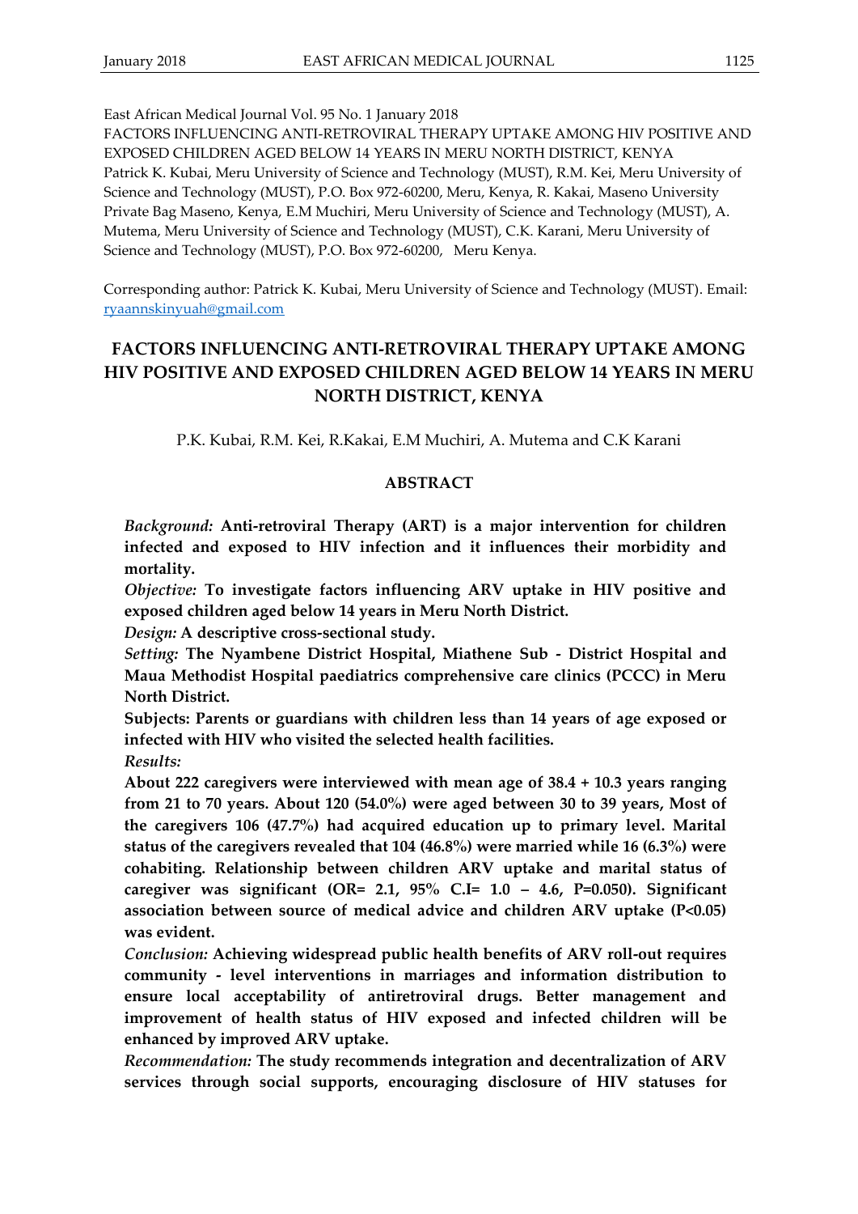East African Medical Journal Vol. 95 No. 1 January 2018

FACTORS INFLUENCING ANTI-RETROVIRAL THERAPY UPTAKE AMONG HIV POSITIVE AND EXPOSED CHILDREN AGED BELOW 14 YEARS IN MERU NORTH DISTRICT, KENYA

Patrick K. Kubai, Meru University of Science and Technology (MUST), R.M. Kei, Meru University of Science and Technology (MUST), P.O. Box 972-60200, Meru, Kenya, R. Kakai, Maseno University Private Bag Maseno, Kenya, E.M Muchiri, Meru University of Science and Technology (MUST), A. Mutema, Meru University of Science and Technology (MUST), C.K. Karani, Meru University of Science and Technology (MUST), P.O. Box 972-60200, Meru Kenya.

Corresponding author: Patrick K. Kubai, Meru University of Science and Technology (MUST). Email: ryaannskinyuah@gmail.com

# FACTORS INFLUENCING ANTI-RETROVIRAL THERAPY UPTAKE AMONG HIV POSITIVE AND EXPOSED CHILDREN AGED BELOW 14 YEARS IN MERU NORTH DISTRICT, KENYA

P.K. Kubai, R.M. Kei, R.Kakai, E.M Muchiri, A. Mutema and C.K Karani

## ABSTRACT

*Background:* **Anti-retroviral Therapy (ART) is a major intervention for children infected and exposed to HIV infection and it influences their morbidity and mortality.**

*Objective:* **To investigate factors influencing ARV uptake in HIV positive and exposed children aged below 14 years in Meru North District.**

*Design:* **A descriptive cross-sectional study.**

*Setting:* **The Nyambene District Hospital, Miathene Sub - District Hospital and Maua Methodist Hospital paediatrics comprehensive care clinics (PCCC) in Meru North District.**

**Subjects: Parents or guardians with children less than 14 years of age exposed or infected with HIV who visited the selected health facilities.**

*Results:*

**About 222 caregivers were interviewed with mean age of 38.4 + 10.3 years ranging from 21 to 70 years. About 120 (54.0%) were aged between 30 to 39 years, Most of the caregivers 106 (47.7%) had acquired education up to primary level. Marital status of the caregivers revealed that 104 (46.8%) were married while 16 (6.3%) were cohabiting. Relationship between children ARV uptake and marital status of caregiver was significant (OR= 2.1, 95% C.I= 1.0 – 4.6, P=0.050). Significant association between source of medical advice and children ARV uptake (P<0.05) was evident.**

*Conclusion:* **Achieving widespread public health benefits of ARV roll-out requires community - level interventions in marriages and information distribution to ensure local acceptability of antiretroviral drugs. Better management and improvement of health status of HIV exposed and infected children will be enhanced by improved ARV uptake.**

*Recommendation:* **The study recommends integration and decentralization of ARV services through social supports, encouraging disclosure of HIV statuses for**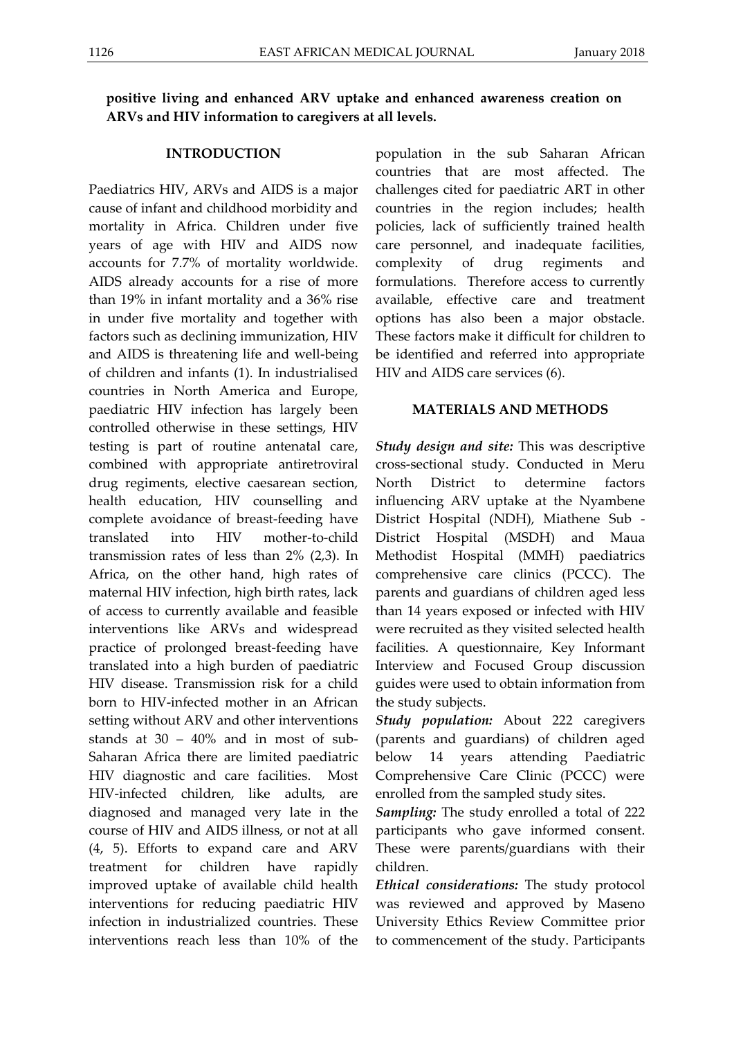**positive living and enhanced ARV uptake and enhanced awareness creation on ARVs and HIV information to caregivers at all levels.**

## INTRODUCTION

Paediatrics HIV, ARVs and AIDS is a major cause of infant and childhood morbidity and mortality in Africa. Children under five years of age with HIV and AIDS now accounts for 7.7% of mortality worldwide. AIDS already accounts for a rise of more than 19% in infant mortality and a 36% rise in under five mortality and together with factors such as declining immunization, HIV and AIDS is threatening life and well-being of children and infants (1). In industrialised countries in North America and Europe, paediatric HIV infection has largely been controlled otherwise in these settings, HIV testing is part of routine antenatal care, combined with appropriate antiretroviral drug regiments, elective caesarean section, health education, HIV counselling and complete avoidance of breast-feeding have translated into HIV mother-to-child transmission rates of less than 2% (2,3). In Africa, on the other hand, high rates of maternal HIV infection, high birth rates, lack of access to currently available and feasible interventions like ARVs and widespread practice of prolonged breast-feeding have translated into a high burden of paediatric HIV disease. Transmission risk for a child born to HIV-infected mother in an African setting without ARV and other interventions stands at 30 – 40% and in most of sub-Saharan Africa there are limited paediatric HIV diagnostic and care facilities. Most HIV-infected children, like adults, are diagnosed and managed very late in the course of HIV and AIDS illness, or not at all (4, 5). Efforts to expand care and ARV treatment for children have rapidly improved uptake of available child health interventions for reducing paediatric HIV infection in industrialized countries. These interventions reach less than 10% of the population in the sub Saharan African countries that are most affected. The challenges cited for paediatric ART in other countries in the region includes; health policies, lack of sufficiently trained health care personnel, and inadequate facilities, complexity of drug regiments and formulations. Therefore access to currently available, effective care and treatment options has also been a major obstacle. These factors make it difficult for children to be identified and referred into appropriate HIV and AIDS care services (6).

## MATERIALS AND METHODS

***Study design and site:*** This was descriptive cross-sectional study. Conducted in Meru North District to determine factors influencing ARV uptake at the Nyambene District Hospital (NDH), Miathene Sub - District Hospital (MSDH) and Maua Methodist Hospital (MMH) paediatrics comprehensive care clinics (PCCC). The parents and guardians of children aged less than 14 years exposed or infected with HIV were recruited as they visited selected health facilities. A questionnaire, Key Informant Interview and Focused Group discussion guides were used to obtain information from the study subjects.

***Study population:*** About 222 caregivers (parents and guardians) of children aged below 14 years attending Paediatric Comprehensive Care Clinic (PCCC) were enrolled from the sampled study sites.

***Sampling:*** The study enrolled a total of 222 participants who gave informed consent. These were parents/guardians with their children.

***Ethical considerations:*** The study protocol was reviewed and approved by Maseno University Ethics Review Committee prior to commencement of the study. Participants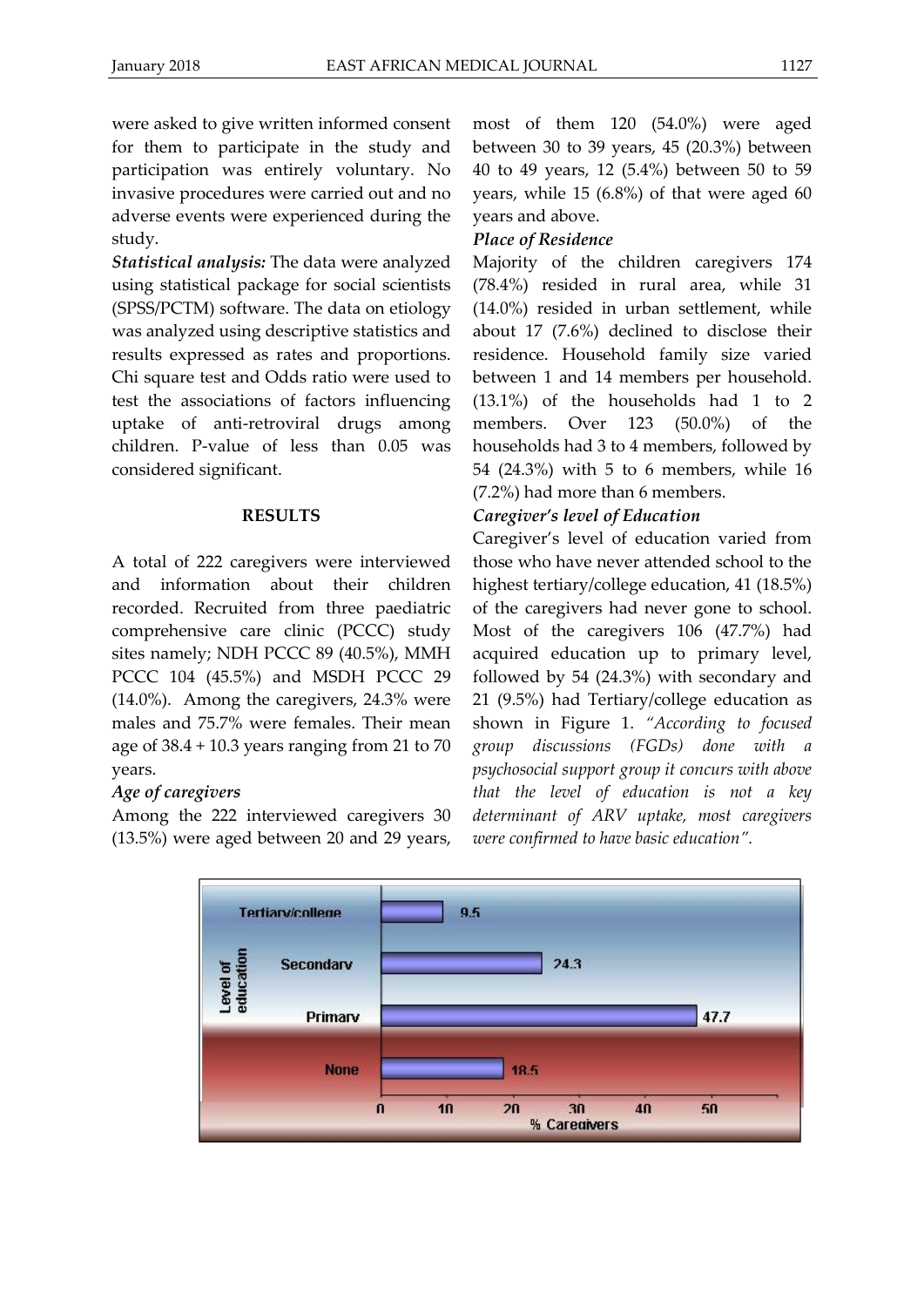were asked to give written informed consent for them to participate in the study and participation was entirely voluntary. No invasive procedures were carried out and no adverse events were experienced during the study.

***Statistical analysis:*** The data were analyzed using statistical package for social scientists (SPSS/PCTM) software. The data on etiology was analyzed using descriptive statistics and results expressed as rates and proportions. Chi square test and Odds ratio were used to test the associations of factors influencing uptake of anti-retroviral drugs among children. P-value of less than 0.05 was considered significant.

## RESULTS

A total of 222 caregivers were interviewed and information about their children recorded. Recruited from three paediatric comprehensive care clinic (PCCC) study sites namely; NDH PCCC 89 (40.5%), MMH PCCC 104 (45.5%) and MSDH PCCC 29 (14.0%). Among the caregivers, 24.3% were males and 75.7% were females. Their mean age of 38.4 + 10.3 years ranging from 21 to 70 years.

### *Age of caregivers*

Among the 222 interviewed caregivers 30 (13.5%) were aged between 20 and 29 years, most of them 120 (54.0%) were aged between 30 to 39 years, 45 (20.3%) between 40 to 49 years, 12 (5.4%) between 50 to 59 years, while 15 (6.8%) of that were aged 60 years and above.

### *Place of Residence*

Majority of the children caregivers 174 (78.4%) resided in rural area, while 31 (14.0%) resided in urban settlement, while about 17 (7.6%) declined to disclose their residence. Household family size varied between 1 and 14 members per household. (13.1%) of the households had 1 to 2 members. Over 123 (50.0%) of the households had 3 to 4 members, followed by 54 (24.3%) with 5 to 6 members, while 16 (7.2%) had more than 6 members.

### *Caregiver's level of Education*

Caregiver's level of education varied from those who have never attended school to the highest tertiary/college education, 41 (18.5%) of the caregivers had never gone to school. Most of the caregivers 106 (47.7%) had acquired education up to primary level, followed by 54 (24.3%) with secondary and 21 (9.5%) had Tertiary/college education as shown in Figure 1. *"According to focused group discussions (FGDs) done with a psychosocial support group it concurs with above that the level of education is not a key determinant of ARV uptake, most caregivers were confirmed to have basic education".*

| Level of education | % Caregivers |
|---|---|
| Tertiary/college | 9.5 |
| Secondary | 24.3 |
| Primary | 47.7 |
| None | 18.5 |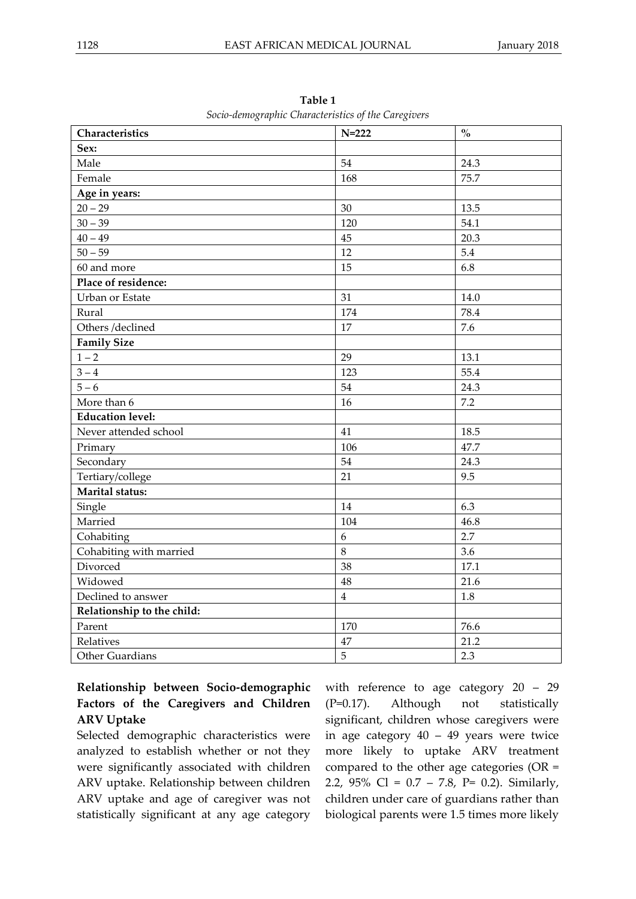**Table 1**
*Socio-demographic Characteristics of the Caregivers*

| Characteristics | N=222 | % |
|---|---|---|
| **Sex:** | | |
| Male | 54 | 24.3 |
| Female | 168 | 75.7 |
| **Age in years:** | | |
| 20 – 29 | 30 | 13.5 |
| 30 – 39 | 120 | 54.1 |
| 40 – 49 | 45 | 20.3 |
| 50 – 59 | 12 | 5.4 |
| 60 and more | 15 | 6.8 |
| **Place of residence:** | | |
| Urban or Estate | 31 | 14.0 |
| Rural | 174 | 78.4 |
| Others /declined | 17 | 7.6 |
| **Family Size** | | |
| 1 – 2 | 29 | 13.1 |
| 3 – 4 | 123 | 55.4 |
| 5 – 6 | 54 | 24.3 |
| More than 6 | 16 | 7.2 |
| **Education level:** | | |
| Never attended school | 41 | 18.5 |
| Primary | 106 | 47.7 |
| Secondary | 54 | 24.3 |
| Tertiary/college | 21 | 9.5 |
| **Marital status:** | | |
| Single | 14 | 6.3 |
| Married | 104 | 46.8 |
| Cohabiting | 6 | 2.7 |
| Cohabiting with married | 8 | 3.6 |
| Divorced | 38 | 17.1 |
| Widowed | 48 | 21.6 |
| Declined to answer | 4 | 1.8 |
| **Relationship to the child:** | | |
| Parent | 170 | 76.6 |
| Relatives | 47 | 21.2 |
| Other Guardians | 5 | 2.3 |

**Relationship between Socio-demographic Factors of the Caregivers and Children ARV Uptake**

Selected demographic characteristics were analyzed to establish whether or not they were significantly associated with children ARV uptake. Relationship between children ARV uptake and age of caregiver was not statistically significant at any age category with reference to age category 20 – 29 (P=0.17). Although not statistically significant, children whose caregivers were in age category 40 – 49 years were twice more likely to uptake ARV treatment compared to the other age categories (OR = 2.2, 95% Cl = 0.7 – 7.8, P= 0.2). Similarly, children under care of guardians rather than biological parents were 1.5 times more likely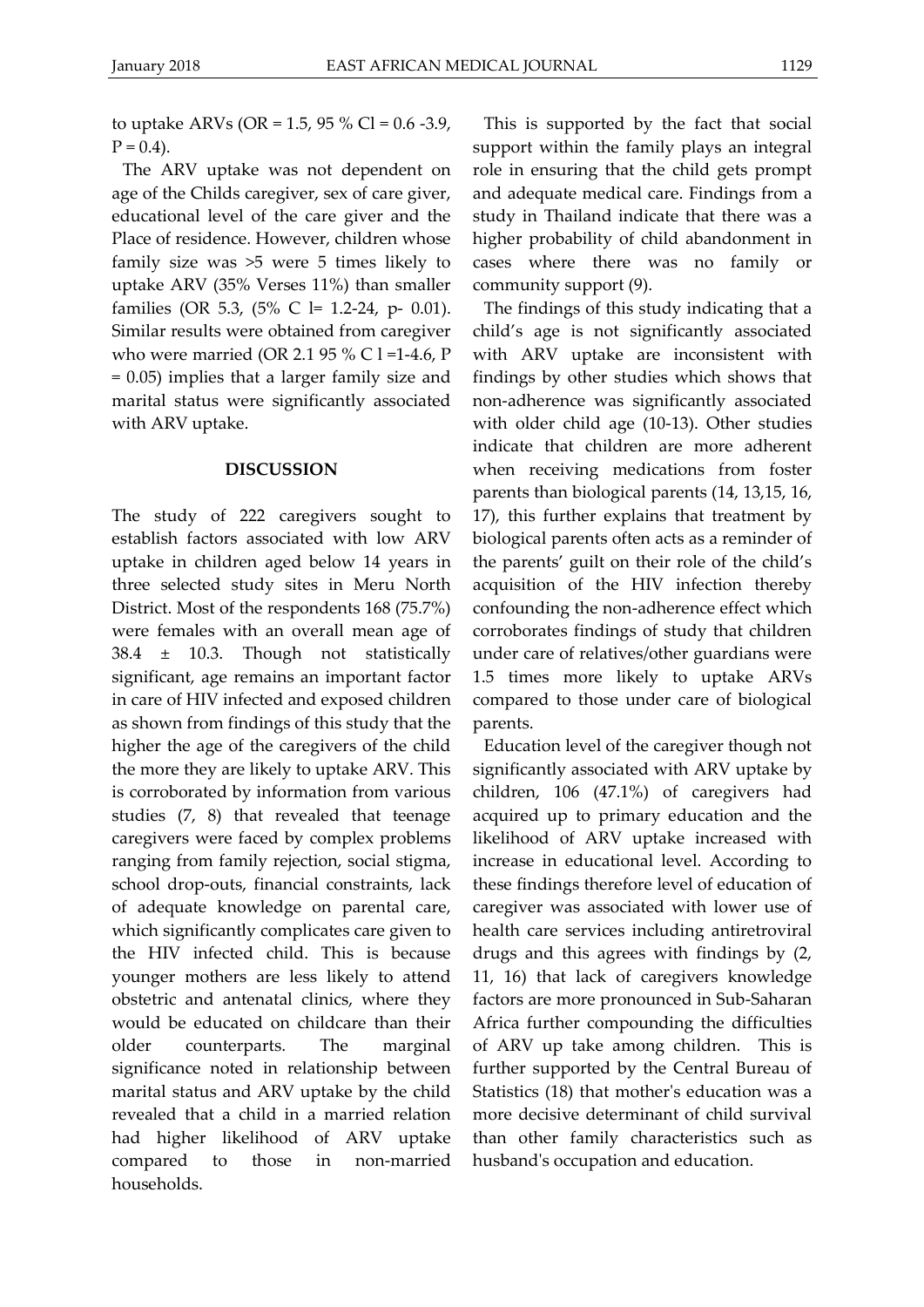to uptake ARVs (OR = 1.5, 95 % Cl = 0.6 -3.9, P = 0.4).

The ARV uptake was not dependent on age of the Childs caregiver, sex of care giver, educational level of the care giver and the Place of residence. However, children whose family size was >5 were 5 times likely to uptake ARV (35% Verses 11%) than smaller families (OR 5.3, (5% C l= 1.2-24, p- 0.01). Similar results were obtained from caregiver who were married (OR 2.1 95 % C l =1-4.6, P = 0.05) implies that a larger family size and marital status were significantly associated with ARV uptake.

## DISCUSSION

The study of 222 caregivers sought to establish factors associated with low ARV uptake in children aged below 14 years in three selected study sites in Meru North District. Most of the respondents 168 (75.7%) were females with an overall mean age of 38.4 ± 10.3. Though not statistically significant, age remains an important factor in care of HIV infected and exposed children as shown from findings of this study that the higher the age of the caregivers of the child the more they are likely to uptake ARV. This is corroborated by information from various studies (7, 8) that revealed that teenage caregivers were faced by complex problems ranging from family rejection, social stigma, school drop-outs, financial constraints, lack of adequate knowledge on parental care, which significantly complicates care given to the HIV infected child. This is because younger mothers are less likely to attend obstetric and antenatal clinics, where they would be educated on childcare than their older counterparts. The marginal significance noted in relationship between marital status and ARV uptake by the child revealed that a child in a married relation had higher likelihood of ARV uptake compared to those in non-married households.

This is supported by the fact that social support within the family plays an integral role in ensuring that the child gets prompt and adequate medical care. Findings from a study in Thailand indicate that there was a higher probability of child abandonment in cases where there was no family or community support (9).

The findings of this study indicating that a child's age is not significantly associated with ARV uptake are inconsistent with findings by other studies which shows that non-adherence was significantly associated with older child age (10-13). Other studies indicate that children are more adherent when receiving medications from foster parents than biological parents (14, 13,15, 16, 17), this further explains that treatment by biological parents often acts as a reminder of the parents' guilt on their role of the child's acquisition of the HIV infection thereby confounding the non-adherence effect which corroborates findings of study that children under care of relatives/other guardians were 1.5 times more likely to uptake ARVs compared to those under care of biological parents.

Education level of the caregiver though not significantly associated with ARV uptake by children, 106 (47.1%) of caregivers had acquired up to primary education and the likelihood of ARV uptake increased with increase in educational level. According to these findings therefore level of education of caregiver was associated with lower use of health care services including antiretroviral drugs and this agrees with findings by (2, 11, 16) that lack of caregivers knowledge factors are more pronounced in Sub-Saharan Africa further compounding the difficulties of ARV up take among children. This is further supported by the Central Bureau of Statistics (18) that mother's education was a more decisive determinant of child survival than other family characteristics such as husband's occupation and education.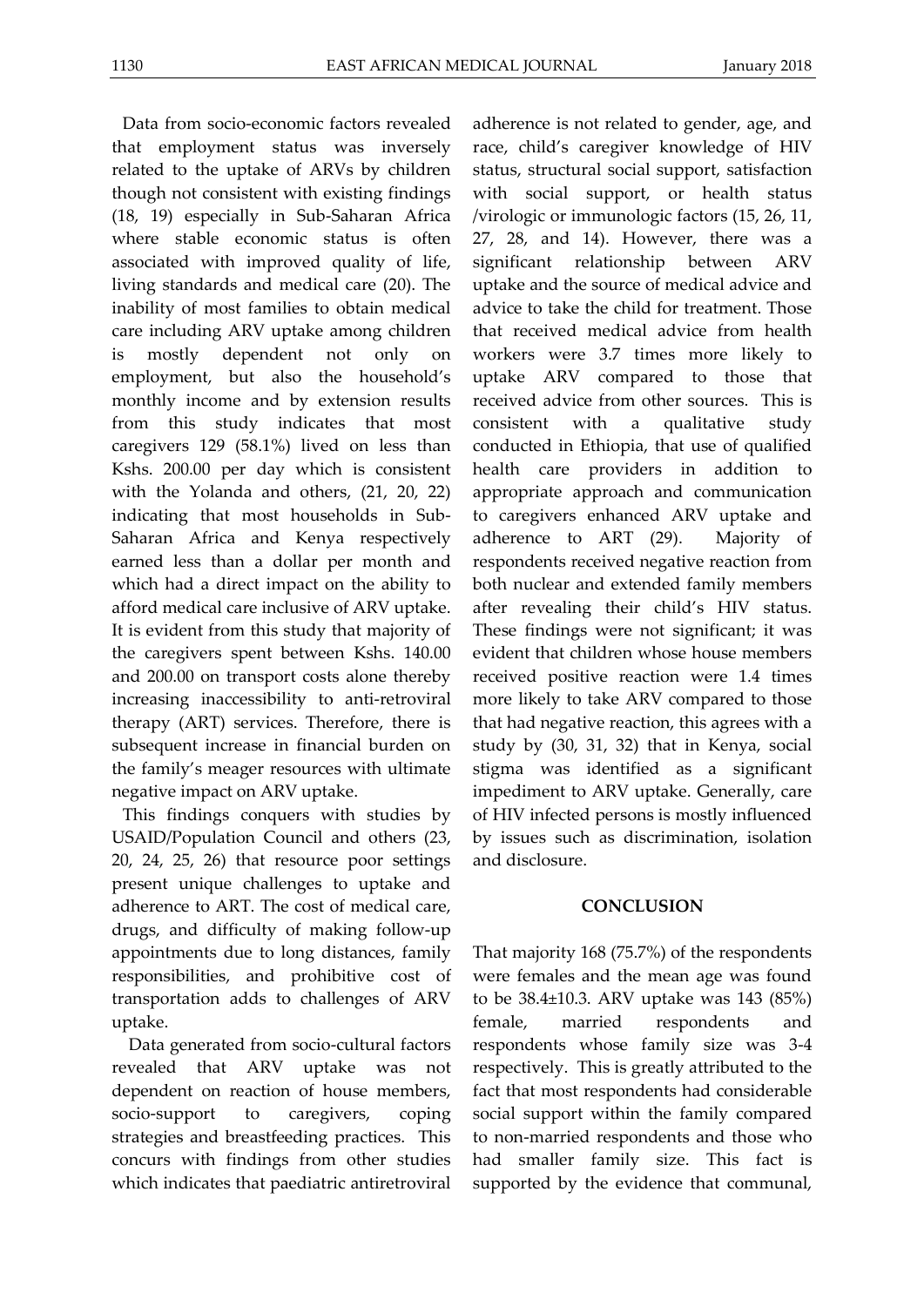Data from socio-economic factors revealed that employment status was inversely related to the uptake of ARVs by children though not consistent with existing findings (18, 19) especially in Sub-Saharan Africa where stable economic status is often associated with improved quality of life, living standards and medical care (20). The inability of most families to obtain medical care including ARV uptake among children is mostly dependent not only on employment, but also the household's monthly income and by extension results from this study indicates that most caregivers 129 (58.1%) lived on less than Kshs. 200.00 per day which is consistent with the Yolanda and others, (21, 20, 22) indicating that most households in Sub-Saharan Africa and Kenya respectively earned less than a dollar per month and which had a direct impact on the ability to afford medical care inclusive of ARV uptake. It is evident from this study that majority of the caregivers spent between Kshs. 140.00 and 200.00 on transport costs alone thereby increasing inaccessibility to anti-retroviral therapy (ART) services. Therefore, there is subsequent increase in financial burden on the family's meager resources with ultimate negative impact on ARV uptake.

This findings conquers with studies by USAID/Population Council and others (23, 20, 24, 25, 26) that resource poor settings present unique challenges to uptake and adherence to ART. The cost of medical care, drugs, and difficulty of making follow-up appointments due to long distances, family responsibilities, and prohibitive cost of transportation adds to challenges of ARV uptake.

Data generated from socio-cultural factors revealed that ARV uptake was not dependent on reaction of house members, socio-support to caregivers, coping strategies and breastfeeding practices. This concurs with findings from other studies which indicates that paediatric antiretroviral adherence is not related to gender, age, and race, child's caregiver knowledge of HIV status, structural social support, satisfaction with social support, or health status /virologic or immunologic factors (15, 26, 11, 27, 28, and 14). However, there was a significant relationship between ARV uptake and the source of medical advice and advice to take the child for treatment. Those that received medical advice from health workers were 3.7 times more likely to uptake ARV compared to those that received advice from other sources. This is consistent with a qualitative study conducted in Ethiopia, that use of qualified health care providers in addition to appropriate approach and communication to caregivers enhanced ARV uptake and adherence to ART (29). Majority of respondents received negative reaction from both nuclear and extended family members after revealing their child's HIV status. These findings were not significant; it was evident that children whose house members received positive reaction were 1.4 times more likely to take ARV compared to those that had negative reaction, this agrees with a study by (30, 31, 32) that in Kenya, social stigma was identified as a significant impediment to ARV uptake. Generally, care of HIV infected persons is mostly influenced by issues such as discrimination, isolation and disclosure.

## CONCLUSION

That majority 168 (75.7%) of the respondents were females and the mean age was found to be 38.4±10.3. ARV uptake was 143 (85%) female, married respondents and respondents whose family size was 3-4 respectively. This is greatly attributed to the fact that most respondents had considerable social support within the family compared to non-married respondents and those who had smaller family size. This fact is supported by the evidence that communal,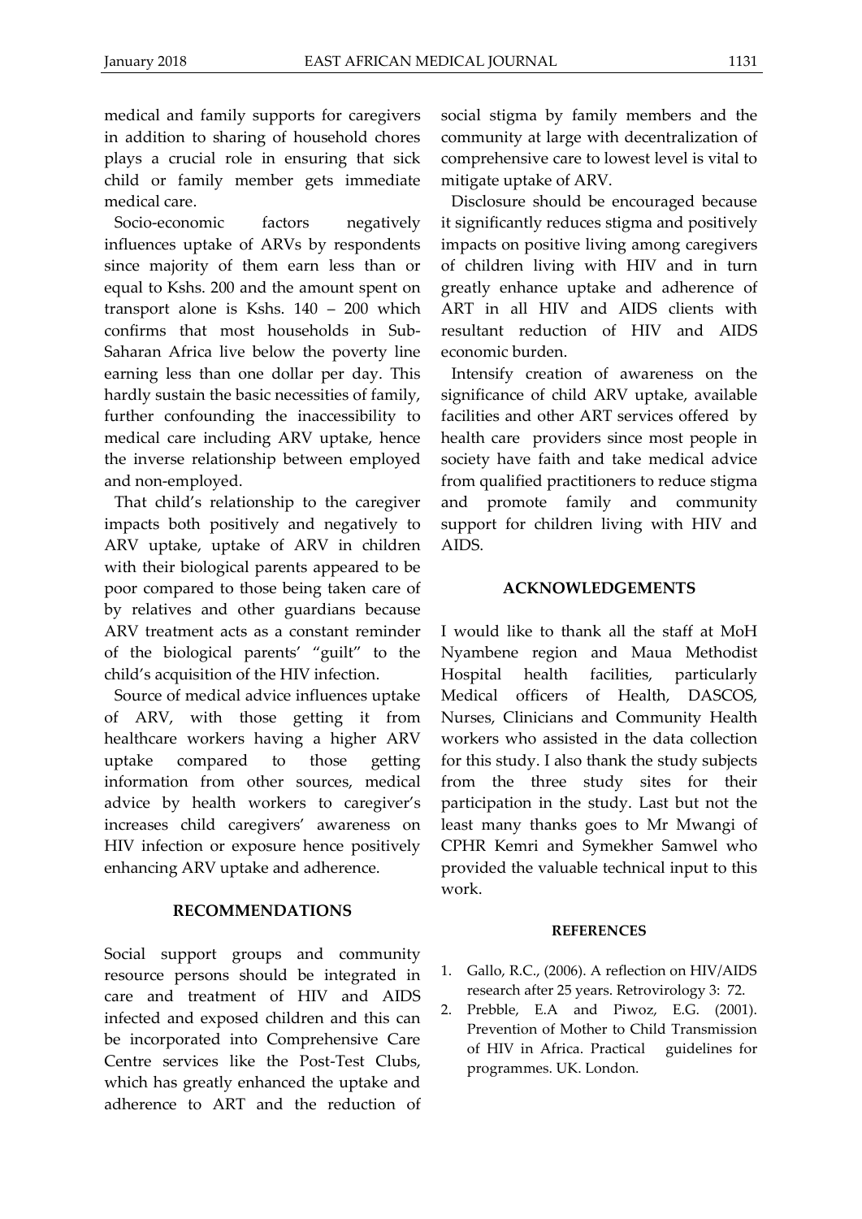medical and family supports for caregivers in addition to sharing of household chores plays a crucial role in ensuring that sick child or family member gets immediate medical care.

Socio-economic factors negatively influences uptake of ARVs by respondents since majority of them earn less than or equal to Kshs. 200 and the amount spent on transport alone is Kshs. 140 – 200 which confirms that most households in Sub-Saharan Africa live below the poverty line earning less than one dollar per day. This hardly sustain the basic necessities of family, further confounding the inaccessibility to medical care including ARV uptake, hence the inverse relationship between employed and non-employed.

That child's relationship to the caregiver impacts both positively and negatively to ARV uptake, uptake of ARV in children with their biological parents appeared to be poor compared to those being taken care of by relatives and other guardians because ARV treatment acts as a constant reminder of the biological parents' "guilt" to the child's acquisition of the HIV infection.

Source of medical advice influences uptake of ARV, with those getting it from healthcare workers having a higher ARV uptake compared to those getting information from other sources, medical advice by health workers to caregiver's increases child caregivers' awareness on HIV infection or exposure hence positively enhancing ARV uptake and adherence.

## RECOMMENDATIONS

Social support groups and community resource persons should be integrated in care and treatment of HIV and AIDS infected and exposed children and this can be incorporated into Comprehensive Care Centre services like the Post-Test Clubs, which has greatly enhanced the uptake and adherence to ART and the reduction of social stigma by family members and the community at large with decentralization of comprehensive care to lowest level is vital to mitigate uptake of ARV.

Disclosure should be encouraged because it significantly reduces stigma and positively impacts on positive living among caregivers of children living with HIV and in turn greatly enhance uptake and adherence of ART in all HIV and AIDS clients with resultant reduction of HIV and AIDS economic burden.

Intensify creation of awareness on the significance of child ARV uptake, available facilities and other ART services offered by health care providers since most people in society have faith and take medical advice from qualified practitioners to reduce stigma and promote family and community support for children living with HIV and AIDS.

## ACKNOWLEDGEMENTS

I would like to thank all the staff at MoH Nyambene region and Maua Methodist Hospital health facilities, particularly Medical officers of Health, DASCOS, Nurses, Clinicians and Community Health workers who assisted in the data collection for this study. I also thank the study subjects from the three study sites for their participation in the study. Last but not the least many thanks goes to Mr Mwangi of CPHR Kemri and Symekher Samwel who provided the valuable technical input to this work.

## REFERENCES

1. Gallo, R.C., (2006). A reflection on HIV/AIDS research after 25 years. Retrovirology 3: 72.
2. Prebble, E.A and Piwoz, E.G. (2001). Prevention of Mother to Child Transmission of HIV in Africa. Practical guidelines for programmes. UK. London.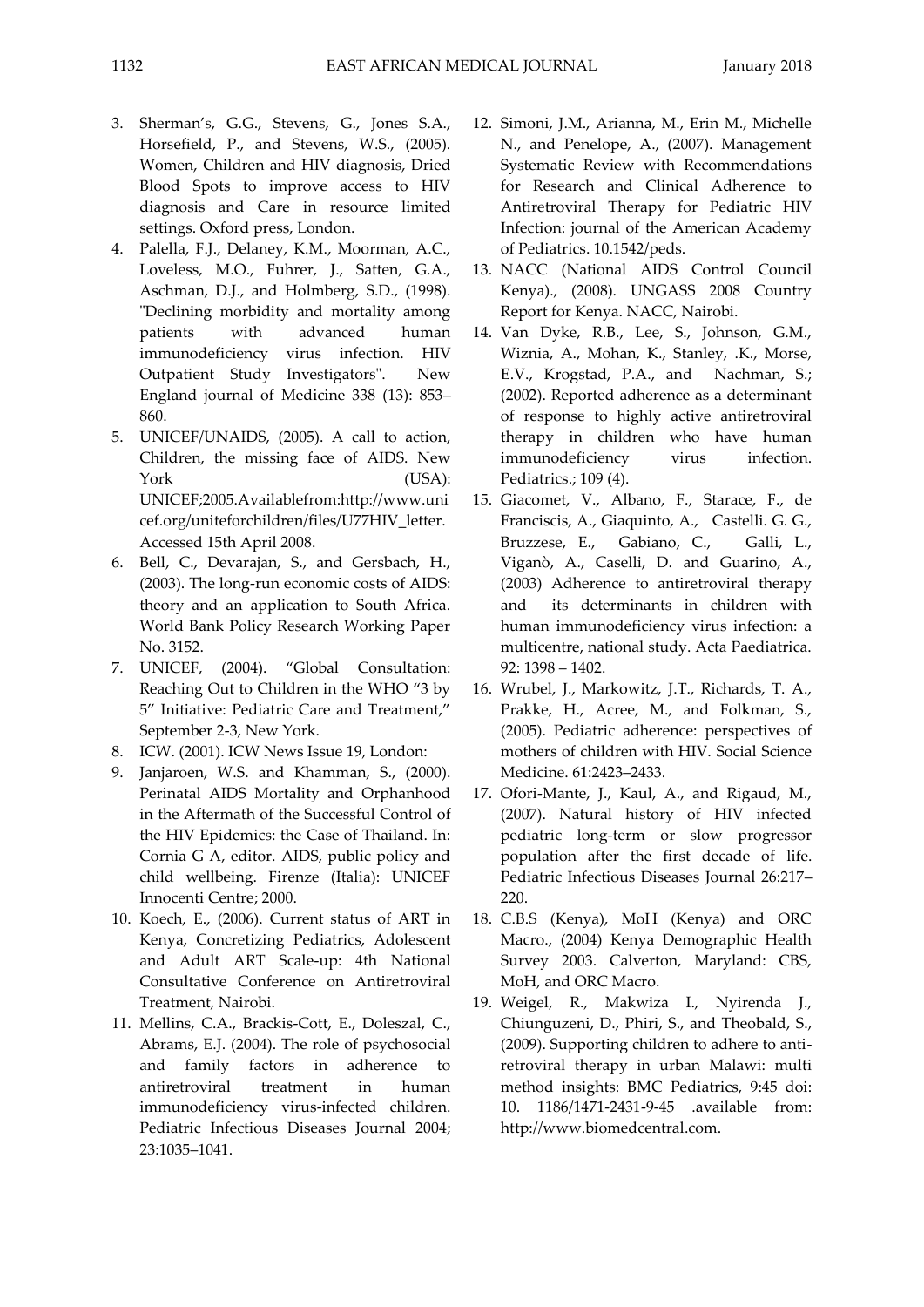3. Sherman's, G.G., Stevens, G., Jones S.A., Horsefield, P., and Stevens, W.S., (2005). Women, Children and HIV diagnosis, Dried Blood Spots to improve access to HIV diagnosis and Care in resource limited settings. Oxford press, London.
4. Palella, F.J., Delaney, K.M., Moorman, A.C., Loveless, M.O., Fuhrer, J., Satten, G.A., Aschman, D.J., and Holmberg, S.D., (1998). "Declining morbidity and mortality among patients with advanced human immunodeficiency virus infection. HIV Outpatient Study Investigators". New England journal of Medicine 338 (13): 853–860.
5. UNICEF/UNAIDS, (2005). A call to action, Children, the missing face of AIDS. New York (USA): UNICEF;2005.Availablefrom:http://www.unicef.org/uniteforchildren/files/U77HIV_letter. Accessed 15th April 2008.
6. Bell, C., Devarajan, S., and Gersbach, H., (2003). The long-run economic costs of AIDS: theory and an application to South Africa. World Bank Policy Research Working Paper No. 3152.
7. UNICEF, (2004). "Global Consultation: Reaching Out to Children in the WHO "3 by 5" Initiative: Pediatric Care and Treatment," September 2-3, New York.
8. ICW. (2001). ICW News Issue 19, London:
9. Janjaroen, W.S. and Khamman, S., (2000). Perinatal AIDS Mortality and Orphanhood in the Aftermath of the Successful Control of the HIV Epidemics: the Case of Thailand. In: Cornia G A, editor. AIDS, public policy and child wellbeing. Firenze (Italia): UNICEF Innocenti Centre; 2000.
10. Koech, E., (2006). Current status of ART in Kenya, Concretizing Pediatrics, Adolescent and Adult ART Scale-up: 4th National Consultative Conference on Antiretroviral Treatment, Nairobi.
11. Mellins, C.A., Brackis-Cott, E., Doleszal, C., Abrams, E.J. (2004). The role of psychosocial and family factors in adherence to antiretroviral treatment in human immunodeficiency virus-infected children. Pediatric Infectious Diseases Journal 2004; 23:1035–1041.
12. Simoni, J.M., Arianna, M., Erin M., Michelle N., and Penelope, A., (2007). Management Systematic Review with Recommendations for Research and Clinical Adherence to Antiretroviral Therapy for Pediatric HIV Infection: journal of the American Academy of Pediatrics. 10.1542/peds.
13. NACC (National AIDS Control Council Kenya)., (2008). UNGASS 2008 Country Report for Kenya. NACC, Nairobi.
14. Van Dyke, R.B., Lee, S., Johnson, G.M., Wiznia, A., Mohan, K., Stanley, .K., Morse, E.V., Krogstad, P.A., and Nachman, S.; (2002). Reported adherence as a determinant of response to highly active antiretroviral therapy in children who have human immunodeficiency virus infection. Pediatrics.; 109 (4).
15. Giacomet, V., Albano, F., Starace, F., de Franciscis, A., Giaquinto, A., Castelli. G. G., Bruzzese, E., Gabiano, C., Galli, L., Viganò, A., Caselli, D. and Guarino, A., (2003) Adherence to antiretroviral therapy and its determinants in children with human immunodeficiency virus infection: a multicentre, national study. Acta Paediatrica. 92: 1398 – 1402.
16. Wrubel, J., Markowitz, J.T., Richards, T. A., Prakke, H., Acree, M., and Folkman, S., (2005). Pediatric adherence: perspectives of mothers of children with HIV. Social Science Medicine. 61:2423–2433.
17. Ofori-Mante, J., Kaul, A., and Rigaud, M., (2007). Natural history of HIV infected pediatric long-term or slow progressor population after the first decade of life. Pediatric Infectious Diseases Journal 26:217–220.
18. C.B.S (Kenya), MoH (Kenya) and ORC Macro., (2004) Kenya Demographic Health Survey 2003. Calverton, Maryland: CBS, MoH, and ORC Macro.
19. Weigel, R., Makwiza I., Nyirenda J., Chiunguzeni, D., Phiri, S., and Theobald, S., (2009). Supporting children to adhere to anti-retroviral therapy in urban Malawi: multi method insights: BMC Pediatrics, 9:45 doi: 10. 1186/1471-2431-9-45 .available from: http://www.biomedcentral.com.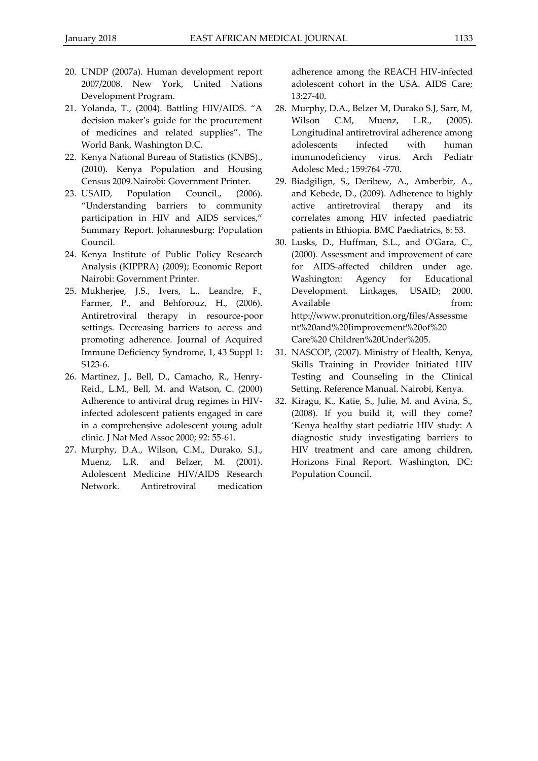20. UNDP (2007a). Human development report 2007/2008. New York, United Nations Development Program.
21. Yolanda, T., (2004). Battling HIV/AIDS. "A decision maker's guide for the procurement of medicines and related supplies". The World Bank, Washington D.C.
22. Kenya National Bureau of Statistics (KNBS)., (2010). Kenya Population and Housing Census 2009.Nairobi: Government Printer.
23. USAID, Population Council., (2006). "Understanding barriers to community participation in HIV and AIDS services," Summary Report. Johannesburg: Population Council.
24. Kenya Institute of Public Policy Research Analysis (KIPPRA) (2009); Economic Report Nairobi: Government Printer.
25. Mukherjee, J.S., Ivers, L., Leandre, F., Farmer, P., and Behforouz, H., (2006). Antiretroviral therapy in resource-poor settings. Decreasing barriers to access and promoting adherence. Journal of Acquired Immune Deficiency Syndrome, 1, 43 Suppl 1: S123-6.
26. Martinez, J., Bell, D., Camacho, R., Henry-Reid., L.M., Bell, M. and Watson, C. (2000) Adherence to antiviral drug regimes in HIV-infected adolescent patients engaged in care in a comprehensive adolescent young adult clinic. J Nat Med Assoc 2000; 92: 55-61.
27. Murphy, D.A., Wilson, C.M., Durako, S.J., Muenz, L.R. and Belzer, M. (2001). Adolescent Medicine HIV/AIDS Research Network. Antiretroviral medication adherence among the REACH HIV-infected adolescent cohort in the USA. AIDS Care; 13:27-40.
28. Murphy, D.A., Belzer M, Durako S.J, Sarr, M, Wilson C.M, Muenz, L.R., (2005). Longitudinal antiretroviral adherence among adolescents infected with human immunodeficiency virus. Arch Pediatr Adolesc Med.; 159:764 -770.
29. Biadgilign, S., Deribew, A., Amberbir, A., and Kebede, D., (2009). Adherence to highly active antiretroviral therapy and its correlates among HIV infected paediatric patients in Ethiopia. BMC Paediatrics, 8: 53.
30. Lusks, D., Huffman, S.L., and O'Gara, C., (2000). Assessment and improvement of care for AIDS-affected children under age. Washington: Agency for Educational Development. Linkages, USAID; 2000. Available from: http://www.pronutrition.org/files/Assessment%20and%20Iimprovement%20of%20Care%20 Children%20Under%205.
31. NASCOP, (2007). Ministry of Health, Kenya, Skills Training in Provider Initiated HIV Testing and Counseling in the Clinical Setting. Reference Manual. Nairobi, Kenya.
32. Kiragu, K., Katie, S., Julie, M. and Avina, S., (2008). If you build it, will they come? 'Kenya healthy start pediatric HIV study: A diagnostic study investigating barriers to HIV treatment and care among children, Horizons Final Report. Washington, DC: Population Council.